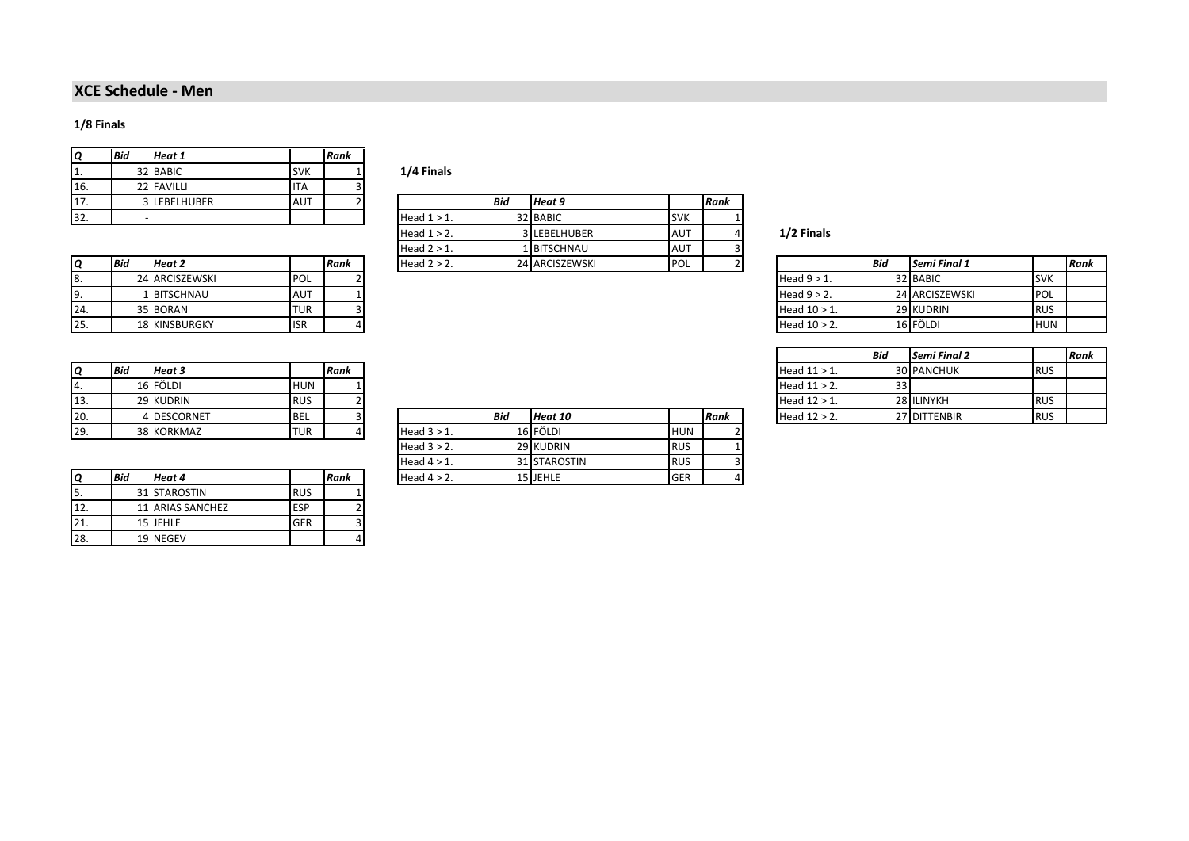## XCE Schedule - Men

### 1/8 Finals

| Q | Bid | Heat 1 | | Rank |
|---|---|---|---|---|
| 1. | 32 | BABIC | SVK | 1 |
| 16. | 22 | FAVILLI | ITA | 3 |
| 17. | 3 | LEBELHUBER | AUT | 2 |
| 32. | - | | | |

| Q | Bid | Heat 2 | | Rank |
|---|---|---|---|---|
| 8. | 24 | ARCISZEWSKI | POL | 2 |
| 9. | 1 | BITSCHNAU | AUT | 1 |
| 24. | 35 | BORAN | TUR | 3 |
| 25. | 18 | KINSBURGKY | ISR | 4 |

| Q | Bid | Heat 3 | | Rank |
|---|---|---|---|---|
| 4. | 16 | FÖLDI | HUN | 1 |
| 13. | 29 | KUDRIN | RUS | 2 |
| 20. | 4 | DESCORNET | BEL | 3 |
| 29. | 38 | KORKMAZ | TUR | 4 |

| Q | Bid | Heat 4 | | Rank |
|---|---|---|---|---|
| 5. | 31 | STAROSTIN | RUS | 1 |
| 12. | 11 | ARIAS SANCHEZ | ESP | 2 |
| 21. | 15 | JEHLE | GER | 3 |
| 28. | 19 | NEGEV | | 4 |

### 1/4 Finals

| | Bid | Heat 9 | | Rank |
|---|---|---|---|---|
| Head 1 > 1. | 32 | BABIC | SVK | 1 |
| Head 1 > 2. | 3 | LEBELHUBER | AUT | 4 |
| Head 2 > 1. | 1 | BITSCHNAU | AUT | 3 |
| Head 2 > 2. | 24 | ARCISZEWSKI | POL | 2 |

| | Bid | Heat 10 | | Rank |
|---|---|---|---|---|
| Head 3 > 1. | 16 | FÖLDI | HUN | 2 |
| Head 3 > 2. | 29 | KUDRIN | RUS | 1 |
| Head 4 > 1. | 31 | STAROSTIN | RUS | 3 |
| Head 4 > 2. | 15 | JEHLE | GER | 4 |

### 1/2 Finals

| | Bid | Semi Final 1 | | Rank |
|---|---|---|---|---|
| Head 9 > 1. | 32 | BABIC | SVK | |
| Head 9 > 2. | 24 | ARCISZEWSKI | POL | |
| Head 10 > 1. | 29 | KUDRIN | RUS | |
| Head 10 > 2. | 16 | FÖLDI | HUN | |

| | Bid | Semi Final 2 | | Rank |
|---|---|---|---|---|
| Head 11 > 1. | 30 | PANCHUK | RUS | |
| Head 11 > 2. | 33 | | | |
| Head 12 > 1. | 28 | ILINYKH | RUS | |
| Head 12 > 2. | 27 | DITTENBIR | RUS | |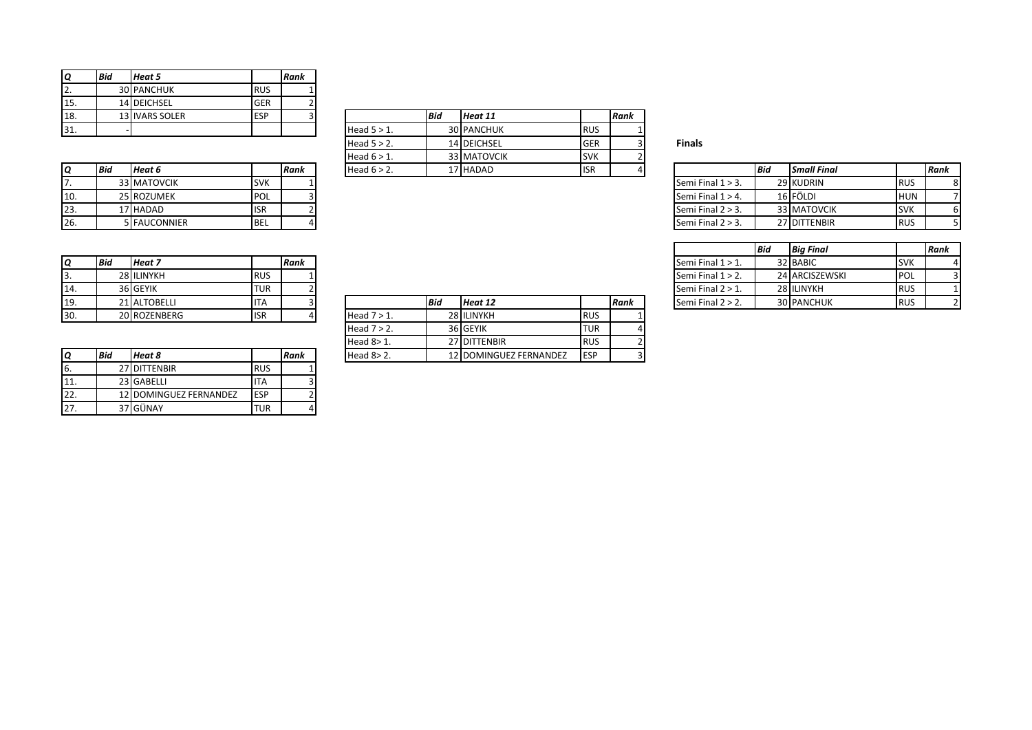| Q | Bid | Heat 5 | | Rank |
|---|---|---|---|---|
| 2. | 30 | PANCHUK | RUS | 1 |
| 15. | 14 | DEICHSEL | GER | 2 |
| 18. | 13 | IVARS SOLER | ESP | 3 |
| 31. | - | | | |

| Q | Bid | Heat 6 | | Rank |
|---|---|---|---|---|
| 7. | 33 | MATOVCIK | SVK | 1 |
| 10. | 25 | ROZUMEK | POL | 3 |
| 23. | 17 | HADAD | ISR | 2 |
| 26. | 5 | FAUCONNIER | BEL | 4 |

| Q | Bid | Heat 7 | | Rank |
|---|---|---|---|---|
| 3. | 28 | ILINYKH | RUS | 1 |
| 14. | 36 | GEYIK | TUR | 2 |
| 19. | 21 | ALTOBELLI | ITA | 3 |
| 30. | 20 | ROZENBERG | ISR | 4 |

| Q | Bid | Heat 8 | | Rank |
|---|---|---|---|---|
| 6. | 27 | DITTENBIR | RUS | 1 |
| 11. | 23 | GABELLI | ITA | 3 |
| 22. | 12 | DOMINGUEZ FERNANDEZ | ESP | 2 |
| 27. | 37 | GÜNAY | TUR | 4 |

| | Bid | Heat 11 | | Rank |
|---|---|---|---|---|
| Head 5 > 1. | 30 | PANCHUK | RUS | 1 |
| Head 5 > 2. | 14 | DEICHSEL | GER | 3 |
| Head 6 > 1. | 33 | MATOVCIK | SVK | 2 |
| Head 6 > 2. | 17 | HADAD | ISR | 4 |

| | Bid | Heat 12 | | Rank |
|---|---|---|---|---|
| Head 7 > 1. | 28 | ILINYKH | RUS | 1 |
| Head 7 > 2. | 36 | GEYIK | TUR | 4 |
| Head 8> 1. | 27 | DITTENBIR | RUS | 2 |
| Head 8> 2. | 12 | DOMINGUEZ FERNANDEZ | ESP | 3 |

**Finals**

| | Bid | Small Final | | Rank |
|---|---|---|---|---|
| Semi Final 1 > 3. | 29 | KUDRIN | RUS | 8 |
| Semi Final 1 > 4. | 16 | FÖLDI | HUN | 7 |
| Semi Final 2 > 3. | 33 | MATOVCIK | SVK | 6 |
| Semi Final 2 > 3. | 27 | DITTENBIR | RUS | 5 |

| | Bid | Big Final | | Rank |
|---|---|---|---|---|
| Semi Final 1 > 1. | 32 | BABIC | SVK | 4 |
| Semi Final 1 > 2. | 24 | ARCISZEWSKI | POL | 3 |
| Semi Final 2 > 1. | 28 | ILINYKH | RUS | 1 |
| Semi Final 2 > 2. | 30 | PANCHUK | RUS | 2 |